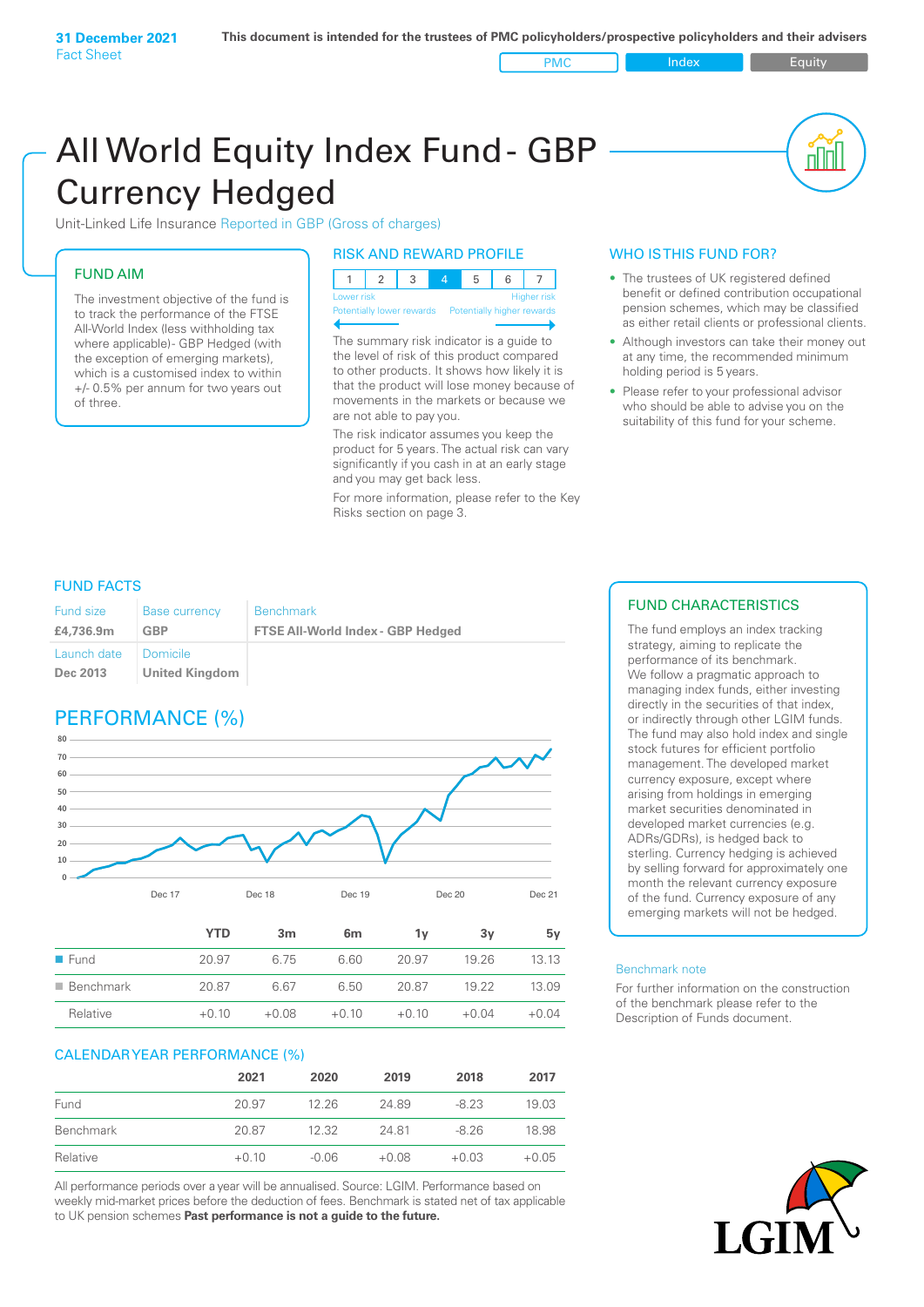**31 December 2021**
Fact Sheet

**This document is intended for the trustees of PMC policyholders/prospective policyholders and their advisers**

PMC | Index | Equity

# All World Equity Index Fund - GBP Currency Hedged

Unit-Linked Life Insurance Reported in GBP (Gross of charges)

## FUND AIM

The investment objective of the fund is to track the performance of the FTSE All-World Index (less withholding tax where applicable)- GBP Hedged (with the exception of emerging markets), which is a customised index to within +/- 0.5% per annum for two years out of three.

## RISK AND REWARD PROFILE

| 1 | 2 | 3 | 4 | 5 | 6 | 7 |
|---|---|---|---|---|---|---|

Lower risk — Higher risk
Potentially lower rewards — Potentially higher rewards

The summary risk indicator is a guide to the level of risk of this product compared to other products. It shows how likely it is that the product will lose money because of movements in the markets or because we are not able to pay you.

The risk indicator assumes you keep the product for 5 years. The actual risk can vary significantly if you cash in at an early stage and you may get back less.

For more information, please refer to the Key Risks section on page 3.

## WHO IS THIS FUND FOR?

- The trustees of UK registered defined benefit or defined contribution occupational pension schemes, which may be classified as either retail clients or professional clients.
- Although investors can take their money out at any time, the recommended minimum holding period is 5 years.
- Please refer to your professional advisor who should be able to advise you on the suitability of this fund for your scheme.

## FUND FACTS

| Fund size | Base currency | Benchmark |
|---|---|---|
| **£4,736.9m** | **GBP** | **FTSE All-World Index - GBP Hedged** |
| Launch date | Domicile | |
| **Dec 2013** | **United Kingdom** | |

## PERFORMANCE (%)

| | YTD | 3m | 6m | 1y | 3y | 5y |
|---|---|---|---|---|---|---|
| Fund | 20.97 | 6.75 | 6.60 | 20.97 | 19.26 | 13.13 |
| Benchmark | 20.87 | 6.67 | 6.50 | 20.87 | 19.22 | 13.09 |
| Relative | +0.10 | +0.08 | +0.10 | +0.10 | +0.04 | +0.04 |

## CALENDAR YEAR PERFORMANCE (%)

| | 2021 | 2020 | 2019 | 2018 | 2017 |
|---|---|---|---|---|---|
| Fund | 20.97 | 12.26 | 24.89 | -8.23 | 19.03 |
| Benchmark | 20.87 | 12.32 | 24.81 | -8.26 | 18.98 |
| Relative | +0.10 | -0.06 | +0.08 | +0.03 | +0.05 |

All performance periods over a year will be annualised. Source: LGIM. Performance based on weekly mid-market prices before the deduction of fees. Benchmark is stated net of tax applicable to UK pension schemes **Past performance is not a guide to the future.**

## FUND CHARACTERISTICS

The fund employs an index tracking strategy, aiming to replicate the performance of its benchmark.
We follow a pragmatic approach to managing index funds, either investing directly in the securities of that index, or indirectly through other LGIM funds. The fund may also hold index and single stock futures for efficient portfolio management. The developed market currency exposure, except where arising from holdings in emerging market securities denominated in developed market currencies (e.g. ADRs/GDRs), is hedged back to sterling. Currency hedging is achieved by selling forward for approximately one month the relevant currency exposure of the fund. Currency exposure of any emerging markets will not be hedged.

Benchmark note

For further information on the construction of the benchmark please refer to the Description of Funds document.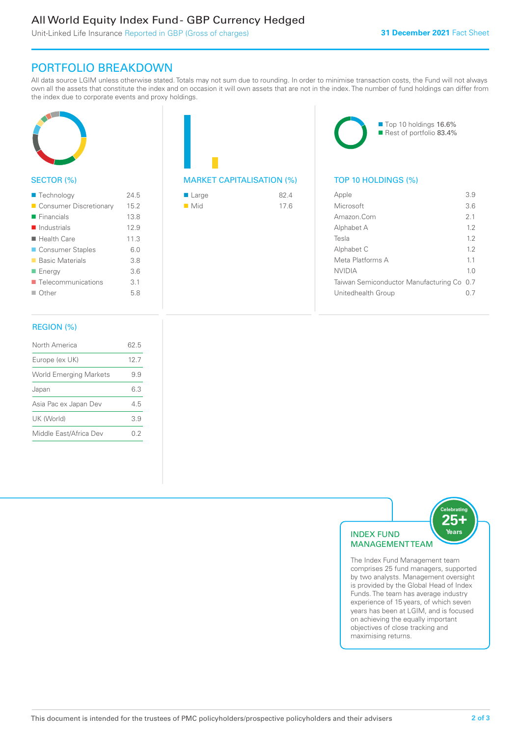# All World Equity Index Fund - GBP Currency Hedged

Unit-Linked Life Insurance Reported in GBP (Gross of charges)

**31 December 2021** Fact Sheet

## PORTFOLIO BREAKDOWN

All data source LGIM unless otherwise stated. Totals may not sum due to rounding. In order to minimise transaction costs, the Fund will not always own all the assets that constitute the index and on occasion it will own assets that are not in the index. The number of fund holdings can differ from the index due to corporate events and proxy holdings.

### SECTOR (%)

| Sector | % |
|---|---|
| Technology | 24.5 |
| Consumer Discretionary | 15.2 |
| Financials | 13.8 |
| Industrials | 12.9 |
| Health Care | 11.3 |
| Consumer Staples | 6.0 |
| Basic Materials | 3.8 |
| Energy | 3.6 |
| Telecommunications | 3.1 |
| Other | 5.8 |

### MARKET CAPITALISATION (%)

| Market Cap | % |
|---|---|
| Large | 82.4 |
| Mid | 17.6 |

- Top 10 holdings 16.6%
- Rest of portfolio 83.4%

### TOP 10 HOLDINGS (%)

| Holding | % |
|---|---|
| Apple | 3.9 |
| Microsoft | 3.6 |
| Amazon.Com | 2.1 |
| Alphabet A | 1.2 |
| Tesla | 1.2 |
| Alphabet C | 1.2 |
| Meta Platforms A | 1.1 |
| NVIDIA | 1.0 |
| Taiwan Semiconductor Manufacturing Co | 0.7 |
| Unitedhealth Group | 0.7 |

### REGION (%)

| Region | % |
|---|---|
| North America | 62.5 |
| Europe (ex UK) | 12.7 |
| World Emerging Markets | 9.9 |
| Japan | 6.3 |
| Asia Pac ex Japan Dev | 4.5 |
| UK (World) | 3.9 |
| Middle East/Africa Dev | 0.2 |

### INDEX FUND MANAGEMENT TEAM

Celebrating 25+ Years

The Index Fund Management team comprises 25 fund managers, supported by two analysts. Management oversight is provided by the Global Head of Index Funds. The team has average industry experience of 15 years, of which seven years has been at LGIM, and is focused on achieving the equally important objectives of close tracking and maximising returns.

This document is intended for the trustees of PMC policyholders/prospective policyholders and their advisers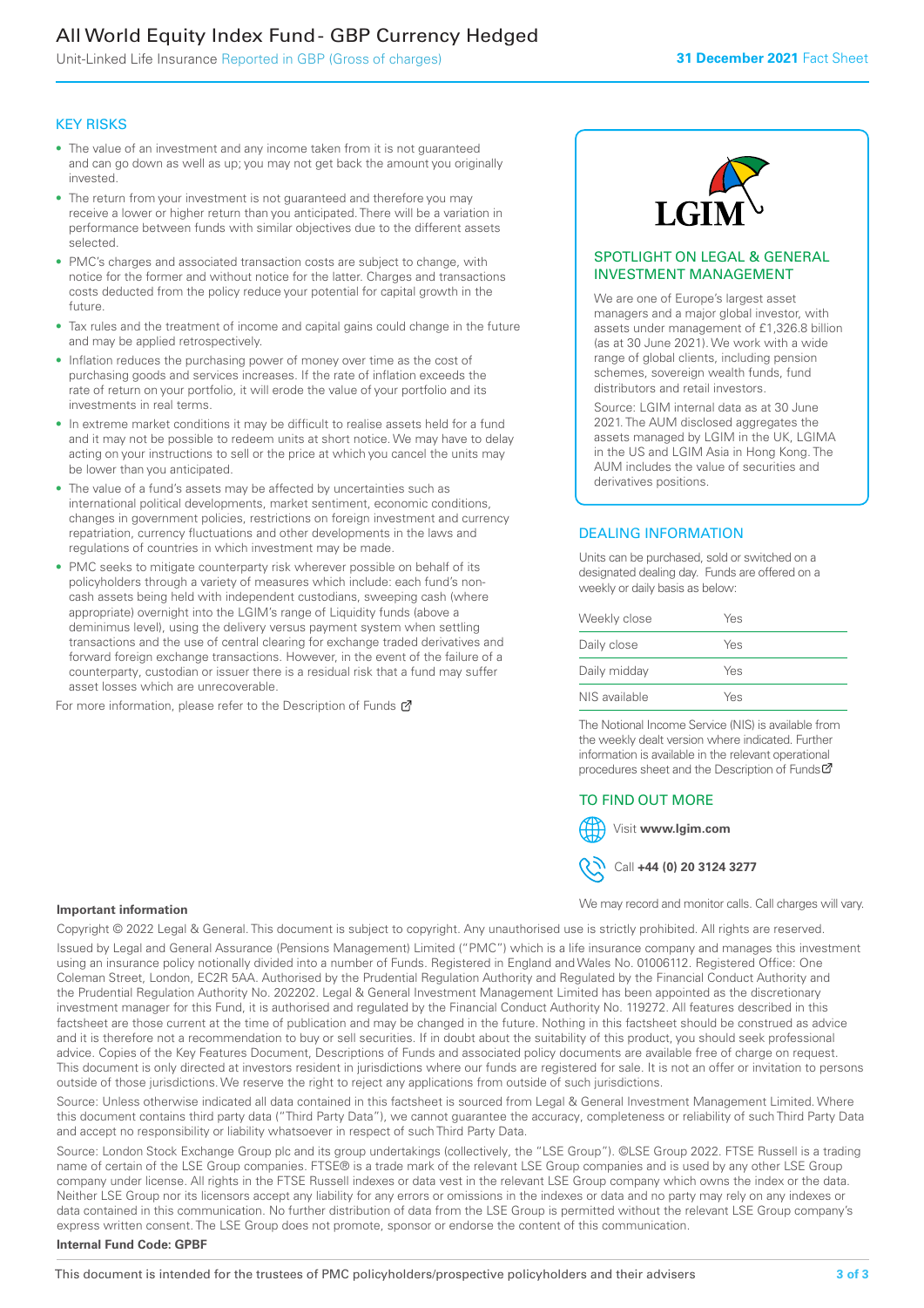# All World Equity Index Fund - GBP Currency Hedged

Unit-Linked Life Insurance Reported in GBP (Gross of charges)

**31 December 2021** Fact Sheet

## KEY RISKS

- The value of an investment and any income taken from it is not guaranteed and can go down as well as up; you may not get back the amount you originally invested.
- The return from your investment is not guaranteed and therefore you may receive a lower or higher return than you anticipated. There will be a variation in performance between funds with similar objectives due to the different assets selected.
- PMC's charges and associated transaction costs are subject to change, with notice for the former and without notice for the latter. Charges and transactions costs deducted from the policy reduce your potential for capital growth in the future.
- Tax rules and the treatment of income and capital gains could change in the future and may be applied retrospectively.
- Inflation reduces the purchasing power of money over time as the cost of purchasing goods and services increases. If the rate of inflation exceeds the rate of return on your portfolio, it will erode the value of your portfolio and its investments in real terms.
- In extreme market conditions it may be difficult to realise assets held for a fund and it may not be possible to redeem units at short notice. We may have to delay acting on your instructions to sell or the price at which you cancel the units may be lower than you anticipated.
- The value of a fund's assets may be affected by uncertainties such as international political developments, market sentiment, economic conditions, changes in government policies, restrictions on foreign investment and currency repatriation, currency fluctuations and other developments in the laws and regulations of countries in which investment may be made.
- PMC seeks to mitigate counterparty risk wherever possible on behalf of its policyholders through a variety of measures which include: each fund's non-cash assets being held with independent custodians, sweeping cash (where appropriate) overnight into the LGIM's range of Liquidity funds (above a deminimus level), using the delivery versus payment system when settling transactions and the use of central clearing for exchange traded derivatives and forward foreign exchange transactions. However, in the event of the failure of a counterparty, custodian or issuer there is a residual risk that a fund may suffer asset losses which are unrecoverable.

For more information, please refer to the Description of Funds

## SPOTLIGHT ON LEGAL & GENERAL INVESTMENT MANAGEMENT

We are one of Europe's largest asset managers and a major global investor, with assets under management of £1,326.8 billion (as at 30 June 2021). We work with a wide range of global clients, including pension schemes, sovereign wealth funds, fund distributors and retail investors.

Source: LGIM internal data as at 30 June 2021. The AUM disclosed aggregates the assets managed by LGIM in the UK, LGIMA in the US and LGIM Asia in Hong Kong. The AUM includes the value of securities and derivatives positions.

## DEALING INFORMATION

Units can be purchased, sold or switched on a designated dealing day. Funds are offered on a weekly or daily basis as below:

| | |
|---|---|
| Weekly close | Yes |
| Daily close | Yes |
| Daily midday | Yes |
| NIS available | Yes |

The Notional Income Service (NIS) is available from the weekly dealt version where indicated. Further information is available in the relevant operational procedures sheet and the Description of Funds

## TO FIND OUT MORE

Visit **www.lgim.com**

Call **+44 (0) 20 3124 3277**

We may record and monitor calls. Call charges will vary.

**Important information**

Copyright © 2022 Legal & General. This document is subject to copyright. Any unauthorised use is strictly prohibited. All rights are reserved.

Issued by Legal and General Assurance (Pensions Management) Limited ("PMC") which is a life insurance company and manages this investment using an insurance policy notionally divided into a number of Funds. Registered in England and Wales No. 01006112. Registered Office: One Coleman Street, London, EC2R 5AA. Authorised by the Prudential Regulation Authority and Regulated by the Financial Conduct Authority and the Prudential Regulation Authority No. 202202. Legal & General Investment Management Limited has been appointed as the discretionary investment manager for this Fund, it is authorised and regulated by the Financial Conduct Authority No. 119272. All features described in this factsheet are those current at the time of publication and may be changed in the future. Nothing in this factsheet should be construed as advice and it is therefore not a recommendation to buy or sell securities. If in doubt about the suitability of this product, you should seek professional advice. Copies of the Key Features Document, Descriptions of Funds and associated policy documents are available free of charge on request. This document is only directed at investors resident in jurisdictions where our funds are registered for sale. It is not an offer or invitation to persons outside of those jurisdictions. We reserve the right to reject any applications from outside of such jurisdictions.

Source: Unless otherwise indicated all data contained in this factsheet is sourced from Legal & General Investment Management Limited. Where this document contains third party data ("Third Party Data"), we cannot guarantee the accuracy, completeness or reliability of such Third Party Data and accept no responsibility or liability whatsoever in respect of such Third Party Data.

Source: London Stock Exchange Group plc and its group undertakings (collectively, the "LSE Group"). ©LSE Group 2022. FTSE Russell is a trading name of certain of the LSE Group companies. FTSE® is a trade mark of the relevant LSE Group companies and is used by any other LSE Group company under license. All rights in the FTSE Russell indexes or data vest in the relevant LSE Group company which owns the index or the data. Neither LSE Group nor its licensors accept any liability for any errors or omissions in the indexes or data and no party may rely on any indexes or data contained in this communication. No further distribution of data from the LSE Group is permitted without the relevant LSE Group company's express written consent. The LSE Group does not promote, sponsor or endorse the content of this communication.

**Internal Fund Code: GPBF**

This document is intended for the trustees of PMC policyholders/prospective policyholders and their advisers